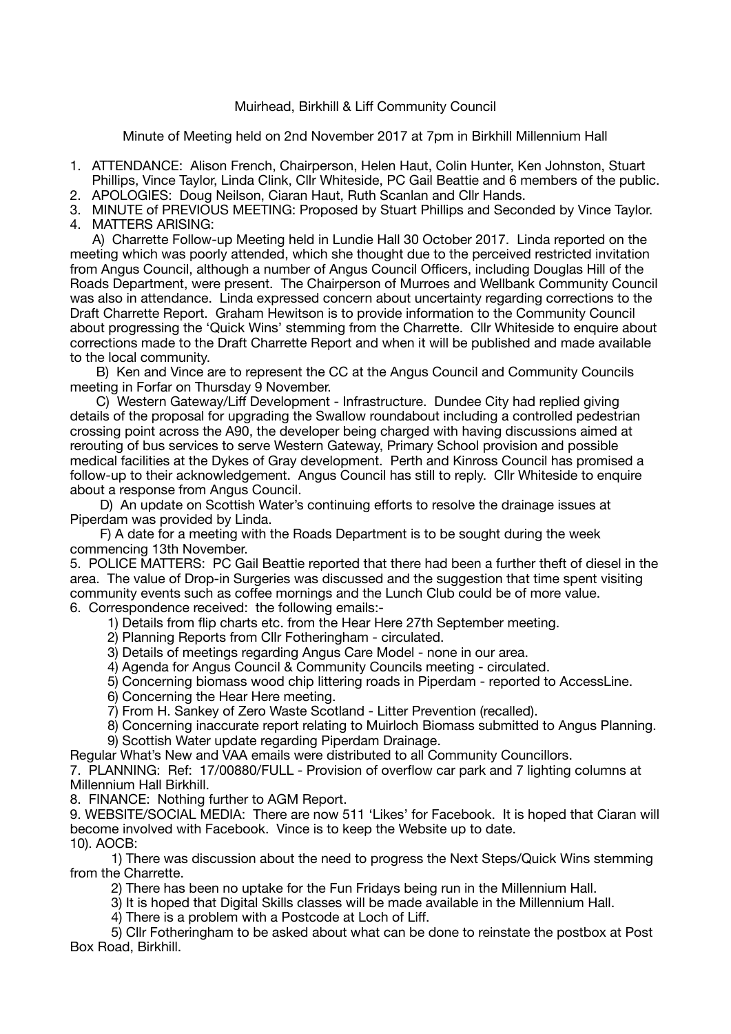Muirhead, Birkhill & Liff Community Council

Minute of Meeting held on 2nd November 2017 at 7pm in Birkhill Millennium Hall

1. ATTENDANCE: Alison French, Chairperson, Helen Haut, Colin Hunter, Ken Johnston, Stuart Phillips, Vince Taylor, Linda Clink, Cllr Whiteside, PC Gail Beattie and 6 members of the public.
2. APOLOGIES: Doug Neilson, Ciaran Haut, Ruth Scanlan and Cllr Hands.
3. MINUTE of PREVIOUS MEETING: Proposed by Stuart Phillips and Seconded by Vince Taylor.
4. MATTERS ARISING:

A) Charrette Follow-up Meeting held in Lundie Hall 30 October 2017. Linda reported on the meeting which was poorly attended, which she thought due to the perceived restricted invitation from Angus Council, although a number of Angus Council Officers, including Douglas Hill of the Roads Department, were present. The Chairperson of Murroes and Wellbank Community Council was also in attendance. Linda expressed concern about uncertainty regarding corrections to the Draft Charrette Report. Graham Hewitson is to provide information to the Community Council about progressing the 'Quick Wins' stemming from the Charrette. Cllr Whiteside to enquire about corrections made to the Draft Charrette Report and when it will be published and made available to the local community.

B) Ken and Vince are to represent the CC at the Angus Council and Community Councils meeting in Forfar on Thursday 9 November.

C) Western Gateway/Liff Development - Infrastructure. Dundee City had replied giving details of the proposal for upgrading the Swallow roundabout including a controlled pedestrian crossing point across the A90, the developer being charged with having discussions aimed at rerouting of bus services to serve Western Gateway, Primary School provision and possible medical facilities at the Dykes of Gray development. Perth and Kinross Council has promised a follow-up to their acknowledgement. Angus Council has still to reply. Cllr Whiteside to enquire about a response from Angus Council.

D) An update on Scottish Water's continuing efforts to resolve the drainage issues at Piperdam was provided by Linda.

F) A date for a meeting with the Roads Department is to be sought during the week commencing 13th November.

5. POLICE MATTERS: PC Gail Beattie reported that there had been a further theft of diesel in the area. The value of Drop-in Surgeries was discussed and the suggestion that time spent visiting community events such as coffee mornings and the Lunch Club could be of more value.

6. Correspondence received: the following emails:-

1) Details from flip charts etc. from the Hear Here 27th September meeting.
2) Planning Reports from Cllr Fotheringham - circulated.
3) Details of meetings regarding Angus Care Model - none in our area.
4) Agenda for Angus Council & Community Councils meeting - circulated.
5) Concerning biomass wood chip littering roads in Piperdam - reported to AccessLine.
6) Concerning the Hear Here meeting.
7) From H. Sankey of Zero Waste Scotland - Litter Prevention (recalled).
8) Concerning inaccurate report relating to Muirloch Biomass submitted to Angus Planning.
9) Scottish Water update regarding Piperdam Drainage.

Regular What's New and VAA emails were distributed to all Community Councillors.

7. PLANNING: Ref: 17/00880/FULL - Provision of overflow car park and 7 lighting columns at Millennium Hall Birkhill.

8. FINANCE: Nothing further to AGM Report.

9. WEBSITE/SOCIAL MEDIA: There are now 511 'Likes' for Facebook. It is hoped that Ciaran will become involved with Facebook. Vince is to keep the Website up to date.

10). AOCB:

1) There was discussion about the need to progress the Next Steps/Quick Wins stemming from the Charrette.
2) There has been no uptake for the Fun Fridays being run in the Millennium Hall.
3) It is hoped that Digital Skills classes will be made available in the Millennium Hall.
4) There is a problem with a Postcode at Loch of Liff.
5) Cllr Fotheringham to be asked about what can be done to reinstate the postbox at Post Box Road, Birkhill.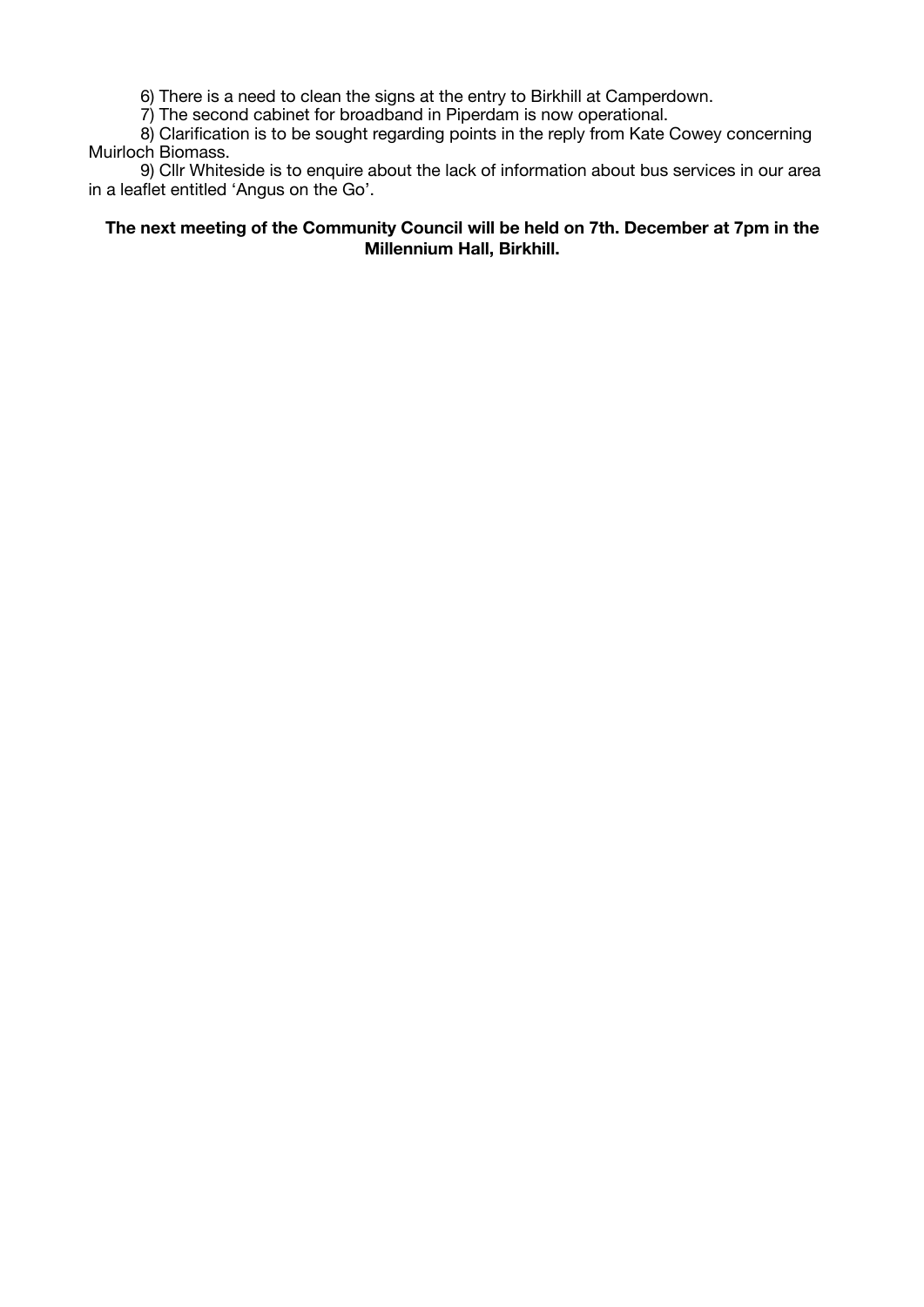6) There is a need to clean the signs at the entry to Birkhill at Camperdown.

7) The second cabinet for broadband in Piperdam is now operational.

8) Clarification is to be sought regarding points in the reply from Kate Cowey concerning Muirloch Biomass.

9) Cllr Whiteside is to enquire about the lack of information about bus services in our area in a leaflet entitled 'Angus on the Go'.

**The next meeting of the Community Council will be held on 7th. December at 7pm in the Millennium Hall, Birkhill.**